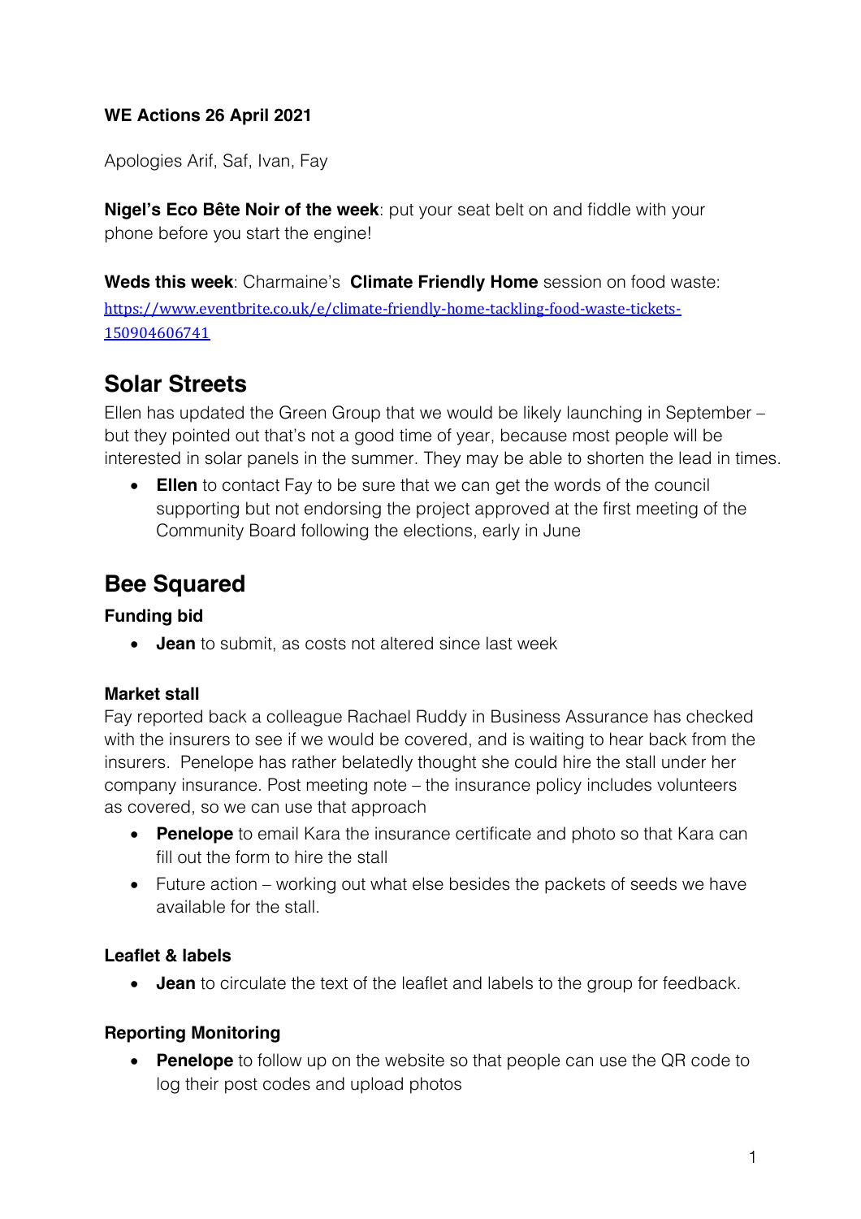**WE Actions 26 April 2021**

Apologies Arif, Saf, Ivan, Fay

**Nigel's Eco Bête Noir of the week**: put your seat belt on and fiddle with your phone before you start the engine!

**Weds this week**: Charmaine's **Climate Friendly Home** session on food waste: https://www.eventbrite.co.uk/e/climate-friendly-home-tackling-food-waste-tickets-150904606741

# Solar Streets

Ellen has updated the Green Group that we would be likely launching in September – but they pointed out that's not a good time of year, because most people will be interested in solar panels in the summer. They may be able to shorten the lead in times.

- **Ellen** to contact Fay to be sure that we can get the words of the council supporting but not endorsing the project approved at the first meeting of the Community Board following the elections, early in June

# Bee Squared

### Funding bid

- **Jean** to submit, as costs not altered since last week

### Market stall

Fay reported back a colleague Rachael Ruddy in Business Assurance has checked with the insurers to see if we would be covered, and is waiting to hear back from the insurers. Penelope has rather belatedly thought she could hire the stall under her company insurance. Post meeting note – the insurance policy includes volunteers as covered, so we can use that approach

- **Penelope** to email Kara the insurance certificate and photo so that Kara can fill out the form to hire the stall
- Future action – working out what else besides the packets of seeds we have available for the stall.

### Leaflet & labels

- **Jean** to circulate the text of the leaflet and labels to the group for feedback.

### Reporting Monitoring

- **Penelope** to follow up on the website so that people can use the QR code to log their post codes and upload photos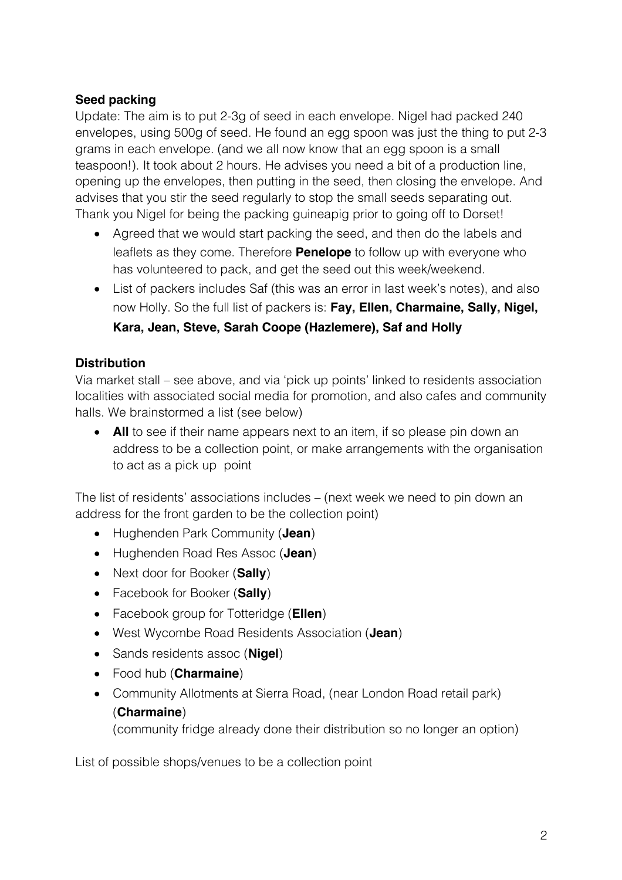**Seed packing**

Update: The aim is to put 2-3g of seed in each envelope. Nigel had packed 240 envelopes, using 500g of seed. He found an egg spoon was just the thing to put 2-3 grams in each envelope. (and we all now know that an egg spoon is a small teaspoon!). It took about 2 hours. He advises you need a bit of a production line, opening up the envelopes, then putting in the seed, then closing the envelope. And advises that you stir the seed regularly to stop the small seeds separating out. Thank you Nigel for being the packing guineapig prior to going off to Dorset!

- Agreed that we would start packing the seed, and then do the labels and leaflets as they come. Therefore **Penelope** to follow up with everyone who has volunteered to pack, and get the seed out this week/weekend.
- List of packers includes Saf (this was an error in last week's notes), and also now Holly. So the full list of packers is: **Fay, Ellen, Charmaine, Sally, Nigel, Kara, Jean, Steve, Sarah Coope (Hazlemere), Saf and Holly**

**Distribution**

Via market stall – see above, and via 'pick up points' linked to residents association localities with associated social media for promotion, and also cafes and community halls. We brainstormed a list (see below)

- **All** to see if their name appears next to an item, if so please pin down an address to be a collection point, or make arrangements with the organisation to act as a pick up point

The list of residents' associations includes – (next week we need to pin down an address for the front garden to be the collection point)

- Hughenden Park Community (**Jean**)
- Hughenden Road Res Assoc (**Jean**)
- Next door for Booker (**Sally**)
- Facebook for Booker (**Sally**)
- Facebook group for Totteridge (**Ellen**)
- West Wycombe Road Residents Association (**Jean**)
- Sands residents assoc (**Nigel**)
- Food hub (**Charmaine**)
- Community Allotments at Sierra Road, (near London Road retail park) (**Charmaine**)
  (community fridge already done their distribution so no longer an option)

List of possible shops/venues to be a collection point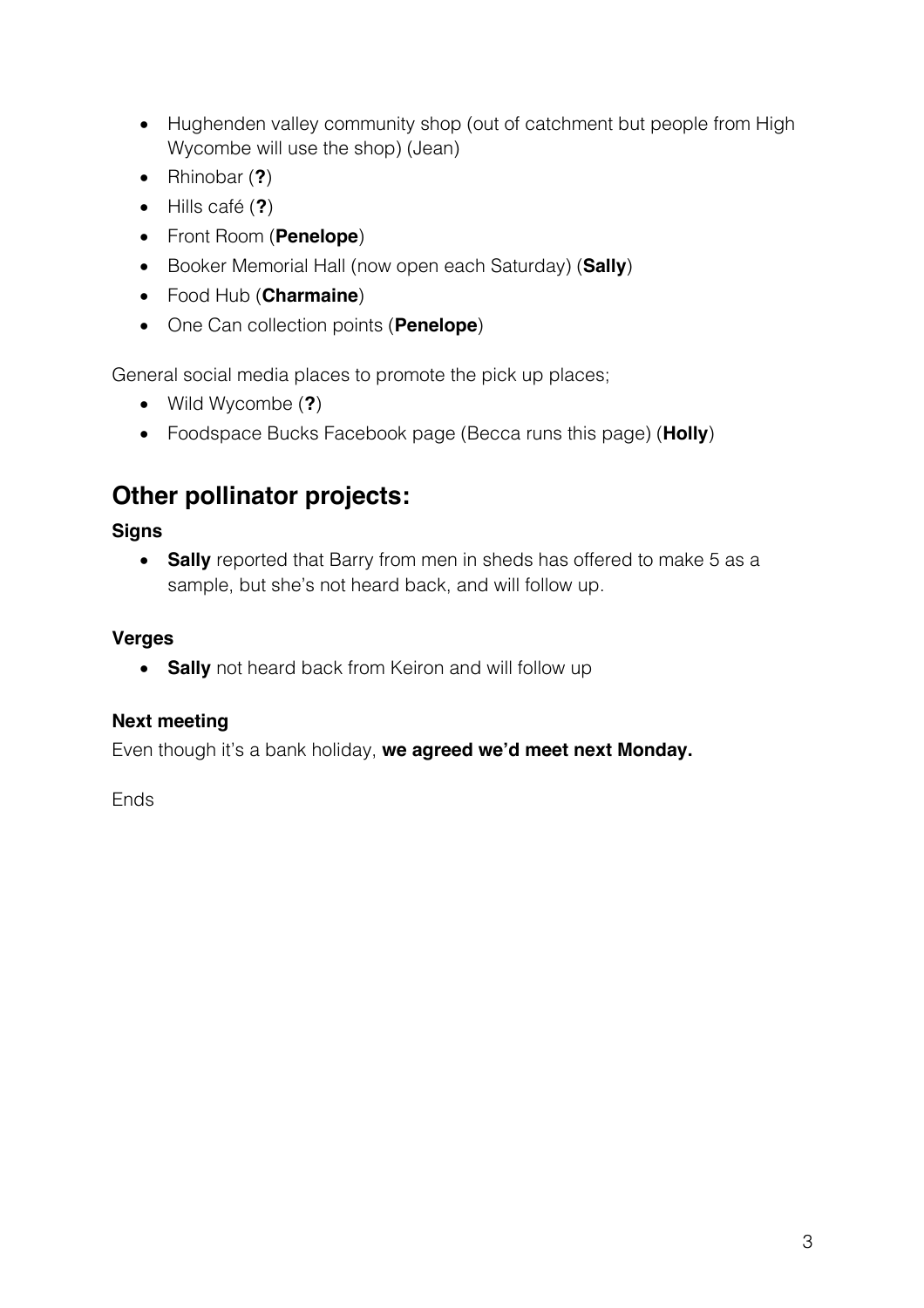- Hughenden valley community shop (out of catchment but people from High Wycombe will use the shop) (Jean)
- Rhinobar (**?**)
- Hills café (**?**)
- Front Room (**Penelope**)
- Booker Memorial Hall (now open each Saturday) (**Sally**)
- Food Hub (**Charmaine**)
- One Can collection points (**Penelope**)

General social media places to promote the pick up places;

- Wild Wycombe (**?**)
- Foodspace Bucks Facebook page (Becca runs this page) (**Holly**)

## Other pollinator projects:

**Signs**

- **Sally** reported that Barry from men in sheds has offered to make 5 as a sample, but she's not heard back, and will follow up.

**Verges**

- **Sally** not heard back from Keiron and will follow up

**Next meeting**

Even though it's a bank holiday, **we agreed we'd meet next Monday.**

Ends